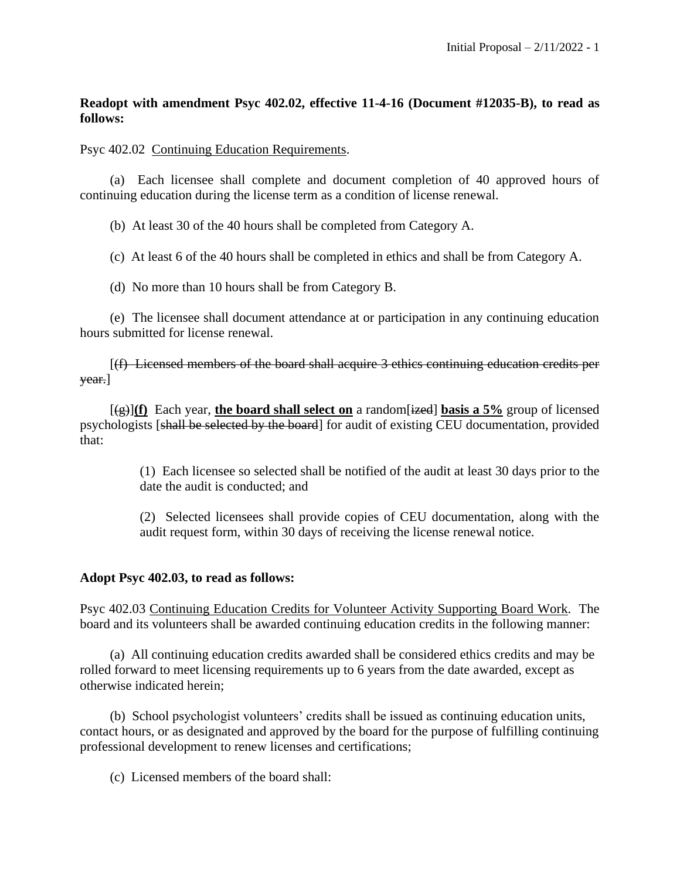**Readopt with amendment Psyc 402.02, effective 11-4-16 (Document #12035-B), to read as follows:**

Psyc 402.02 Continuing Education Requirements.

(a) Each licensee shall complete and document completion of 40 approved hours of continuing education during the license term as a condition of license renewal.

(b) At least 30 of the 40 hours shall be completed from Category A.

(c) At least 6 of the 40 hours shall be completed in ethics and shall be from Category A.

(d) No more than 10 hours shall be from Category B.

(e) The licensee shall document attendance at or participation in any continuing education hours submitted for license renewal.

[~~(f) Licensed members of the board shall acquire 3 ethics continuing education credits per year.~~]

[~~(g)~~]**(f)** Each year, **the board shall select on** a random[~~ized~~] **basis a 5%** group of licensed psychologists [~~shall be selected by the board~~] for audit of existing CEU documentation, provided that:

(1) Each licensee so selected shall be notified of the audit at least 30 days prior to the date the audit is conducted; and

(2) Selected licensees shall provide copies of CEU documentation, along with the audit request form, within 30 days of receiving the license renewal notice.

**Adopt Psyc 402.03, to read as follows:**

Psyc 402.03 Continuing Education Credits for Volunteer Activity Supporting Board Work. The board and its volunteers shall be awarded continuing education credits in the following manner:

(a) All continuing education credits awarded shall be considered ethics credits and may be rolled forward to meet licensing requirements up to 6 years from the date awarded, except as otherwise indicated herein;

(b) School psychologist volunteers' credits shall be issued as continuing education units, contact hours, or as designated and approved by the board for the purpose of fulfilling continuing professional development to renew licenses and certifications;

(c) Licensed members of the board shall: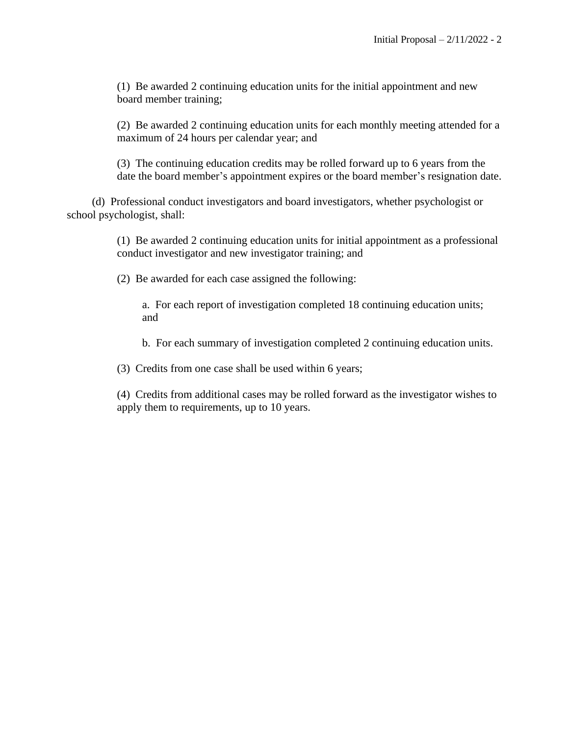(1) Be awarded 2 continuing education units for the initial appointment and new board member training;

(2) Be awarded 2 continuing education units for each monthly meeting attended for a maximum of 24 hours per calendar year; and

(3) The continuing education credits may be rolled forward up to 6 years from the date the board member's appointment expires or the board member's resignation date.

(d) Professional conduct investigators and board investigators, whether psychologist or school psychologist, shall:

(1) Be awarded 2 continuing education units for initial appointment as a professional conduct investigator and new investigator training; and

(2) Be awarded for each case assigned the following:

a. For each report of investigation completed 18 continuing education units; and

b. For each summary of investigation completed 2 continuing education units.

(3) Credits from one case shall be used within 6 years;

(4) Credits from additional cases may be rolled forward as the investigator wishes to apply them to requirements, up to 10 years.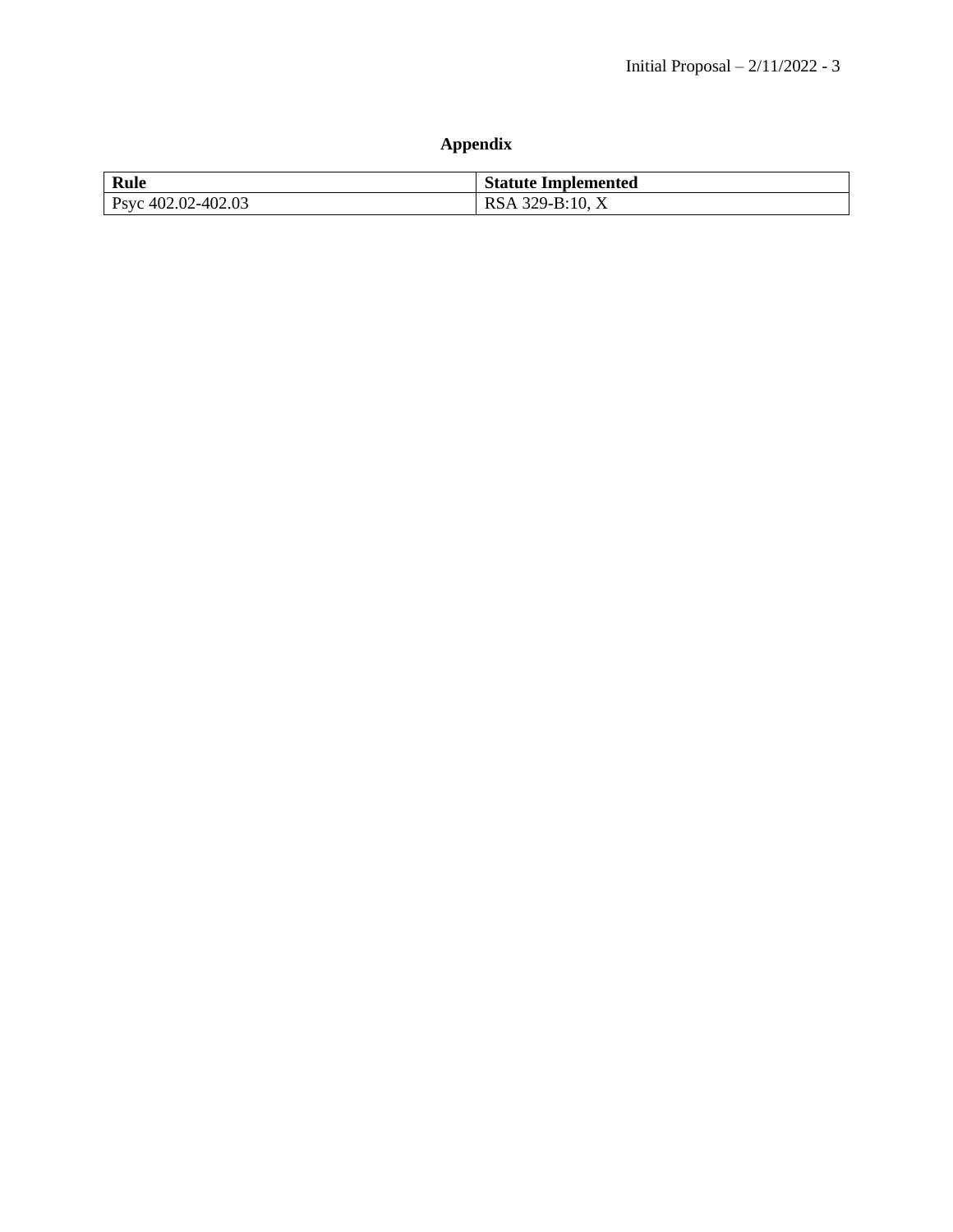## Appendix

| Rule | Statute Implemented |
| --- | --- |
| Psyc 402.02-402.03 | RSA 329-B:10, X |